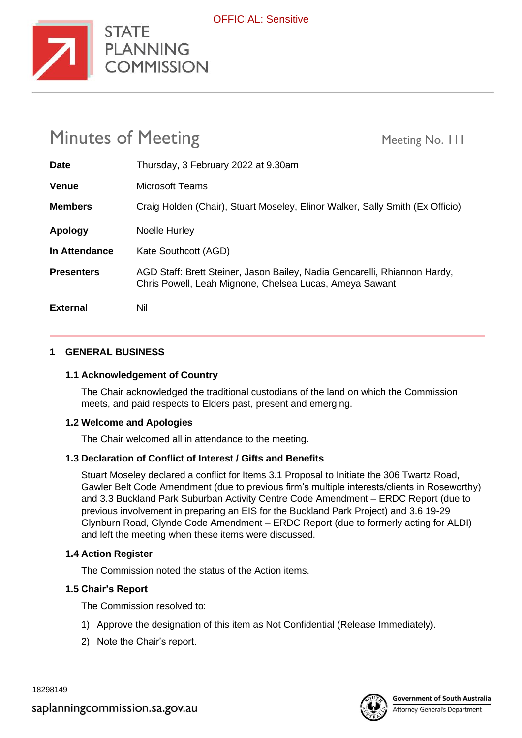OFFICIAL: Sensitive

STATE PLANNING COMMISSION

# Minutes of Meeting

Meeting No. 111

| | |
|---|---|
| **Date** | Thursday, 3 February 2022 at 9.30am |
| **Venue** | Microsoft Teams |
| **Members** | Craig Holden (Chair), Stuart Moseley, Elinor Walker, Sally Smith (Ex Officio) |
| **Apology** | Noelle Hurley |
| **In Attendance** | Kate Southcott (AGD) |
| **Presenters** | AGD Staff: Brett Steiner, Jason Bailey, Nadia Gencarelli, Rhiannon Hardy, Chris Powell, Leah Mignone, Chelsea Lucas, Ameya Sawant |
| **External** | Nil |

## 1 GENERAL BUSINESS

### 1.1 Acknowledgement of Country

The Chair acknowledged the traditional custodians of the land on which the Commission meets, and paid respects to Elders past, present and emerging.

### 1.2 Welcome and Apologies

The Chair welcomed all in attendance to the meeting.

### 1.3 Declaration of Conflict of Interest / Gifts and Benefits

Stuart Moseley declared a conflict for Items 3.1 Proposal to Initiate the 306 Twartz Road, Gawler Belt Code Amendment (due to previous firm's multiple interests/clients in Roseworthy) and 3.3 Buckland Park Suburban Activity Centre Code Amendment – ERDC Report (due to previous involvement in preparing an EIS for the Buckland Park Project) and 3.6 19-29 Glynburn Road, Glynde Code Amendment – ERDC Report (due to formerly acting for ALDI) and left the meeting when these items were discussed.

### 1.4 Action Register

The Commission noted the status of the Action items.

### 1.5 Chair's Report

The Commission resolved to:

1) Approve the designation of this item as Not Confidential (Release Immediately).
2) Note the Chair's report.

18298149

saplanningcommission.sa.gov.au

Government of South Australia
Attorney-General's Department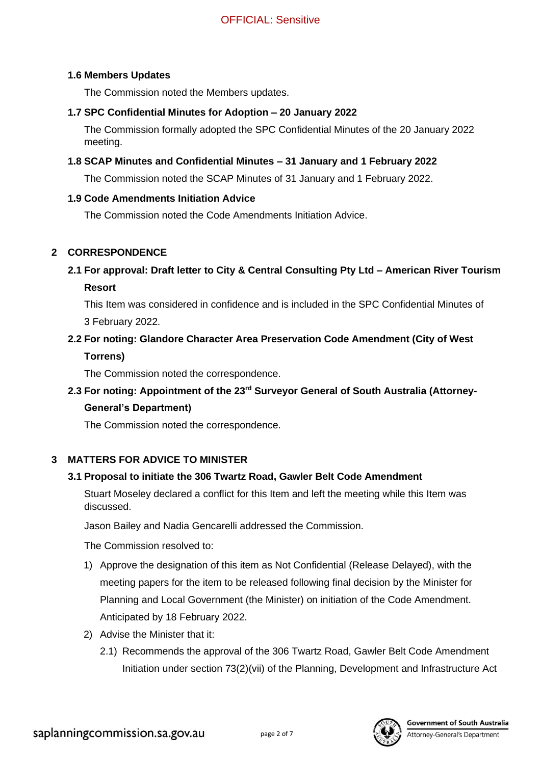### 1.6 Members Updates

The Commission noted the Members updates.

### 1.7 SPC Confidential Minutes for Adoption – 20 January 2022

The Commission formally adopted the SPC Confidential Minutes of the 20 January 2022 meeting.

### 1.8 SCAP Minutes and Confidential Minutes – 31 January and 1 February 2022

The Commission noted the SCAP Minutes of 31 January and 1 February 2022.

### 1.9 Code Amendments Initiation Advice

The Commission noted the Code Amendments Initiation Advice.

## 2 CORRESPONDENCE

### 2.1 For approval: Draft letter to City & Central Consulting Pty Ltd – American River Tourism Resort

This Item was considered in confidence and is included in the SPC Confidential Minutes of 3 February 2022.

### 2.2 For noting: Glandore Character Area Preservation Code Amendment (City of West Torrens)

The Commission noted the correspondence.

### 2.3 For noting: Appointment of the 23rd Surveyor General of South Australia (Attorney-General's Department)

The Commission noted the correspondence.

## 3 MATTERS FOR ADVICE TO MINISTER

### 3.1 Proposal to initiate the 306 Twartz Road, Gawler Belt Code Amendment

Stuart Moseley declared a conflict for this Item and left the meeting while this Item was discussed.

Jason Bailey and Nadia Gencarelli addressed the Commission.

The Commission resolved to:

1) Approve the designation of this item as Not Confidential (Release Delayed), with the meeting papers for the item to be released following final decision by the Minister for Planning and Local Government (the Minister) on initiation of the Code Amendment. Anticipated by 18 February 2022.
2) Advise the Minister that it:
   2.1) Recommends the approval of the 306 Twartz Road, Gawler Belt Code Amendment Initiation under section 73(2)(vii) of the Planning, Development and Infrastructure Act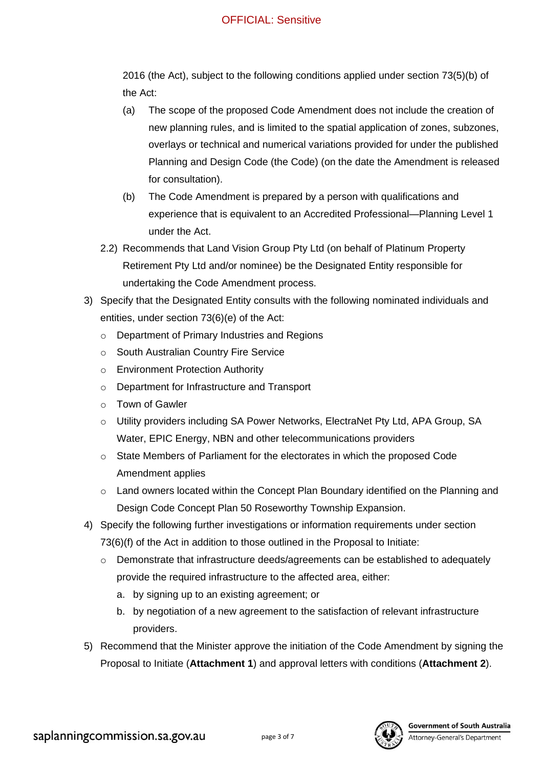2016 (the Act), subject to the following conditions applied under section 73(5)(b) of the Act:

(a) The scope of the proposed Code Amendment does not include the creation of new planning rules, and is limited to the spatial application of zones, subzones, overlays or technical and numerical variations provided for under the published Planning and Design Code (the Code) (on the date the Amendment is released for consultation).

(b) The Code Amendment is prepared by a person with qualifications and experience that is equivalent to an Accredited Professional—Planning Level 1 under the Act.

2.2) Recommends that Land Vision Group Pty Ltd (on behalf of Platinum Property Retirement Pty Ltd and/or nominee) be the Designated Entity responsible for undertaking the Code Amendment process.

3) Specify that the Designated Entity consults with the following nominated individuals and entities, under section 73(6)(e) of the Act:
   - Department of Primary Industries and Regions
   - South Australian Country Fire Service
   - Environment Protection Authority
   - Department for Infrastructure and Transport
   - Town of Gawler
   - Utility providers including SA Power Networks, ElectraNet Pty Ltd, APA Group, SA Water, EPIC Energy, NBN and other telecommunications providers
   - State Members of Parliament for the electorates in which the proposed Code Amendment applies
   - Land owners located within the Concept Plan Boundary identified on the Planning and Design Code Concept Plan 50 Roseworthy Township Expansion.

4) Specify the following further investigations or information requirements under section 73(6)(f) of the Act in addition to those outlined in the Proposal to Initiate:
   - Demonstrate that infrastructure deeds/agreements can be established to adequately provide the required infrastructure to the affected area, either:
     a. by signing up to an existing agreement; or
     b. by negotiation of a new agreement to the satisfaction of relevant infrastructure providers.

5) Recommend that the Minister approve the initiation of the Code Amendment by signing the Proposal to Initiate (**Attachment 1**) and approval letters with conditions (**Attachment 2**).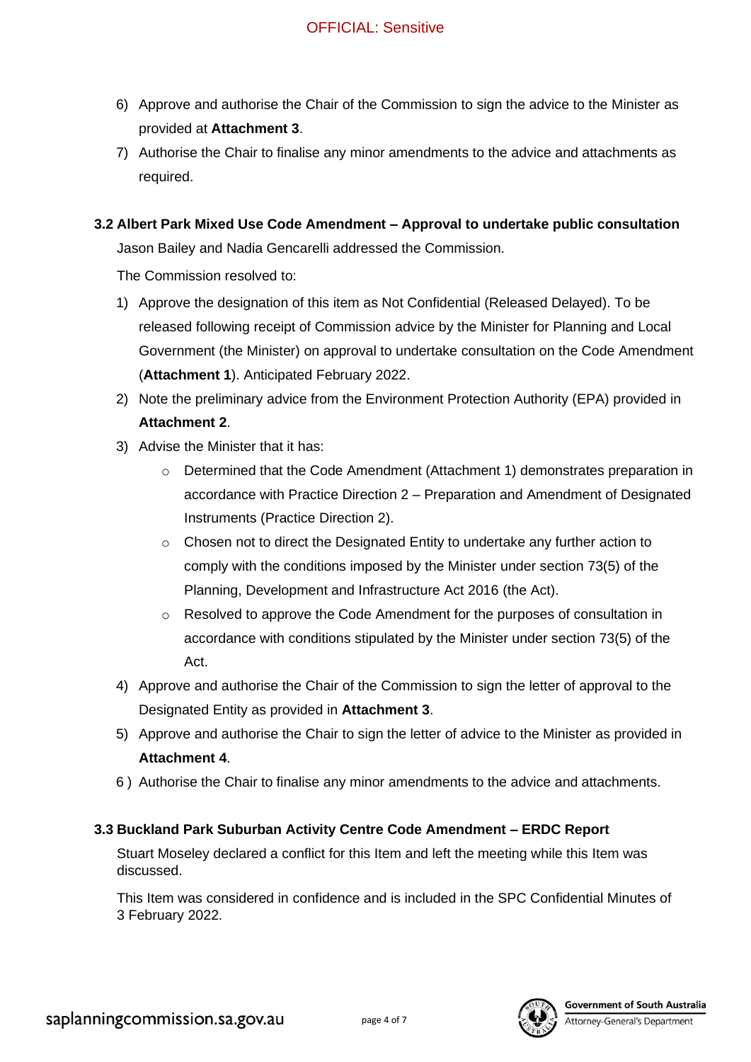6) Approve and authorise the Chair of the Commission to sign the advice to the Minister as provided at **Attachment 3**.
7) Authorise the Chair to finalise any minor amendments to the advice and attachments as required.

### 3.2 Albert Park Mixed Use Code Amendment – Approval to undertake public consultation

Jason Bailey and Nadia Gencarelli addressed the Commission.

The Commission resolved to:

1) Approve the designation of this item as Not Confidential (Released Delayed). To be released following receipt of Commission advice by the Minister for Planning and Local Government (the Minister) on approval to undertake consultation on the Code Amendment (**Attachment 1**). Anticipated February 2022.
2) Note the preliminary advice from the Environment Protection Authority (EPA) provided in **Attachment 2**.
3) Advise the Minister that it has:
   - Determined that the Code Amendment (Attachment 1) demonstrates preparation in accordance with Practice Direction 2 – Preparation and Amendment of Designated Instruments (Practice Direction 2).
   - Chosen not to direct the Designated Entity to undertake any further action to comply with the conditions imposed by the Minister under section 73(5) of the Planning, Development and Infrastructure Act 2016 (the Act).
   - Resolved to approve the Code Amendment for the purposes of consultation in accordance with conditions stipulated by the Minister under section 73(5) of the Act.
4) Approve and authorise the Chair of the Commission to sign the letter of approval to the Designated Entity as provided in **Attachment 3**.
5) Approve and authorise the Chair to sign the letter of advice to the Minister as provided in **Attachment 4**.
6) Authorise the Chair to finalise any minor amendments to the advice and attachments.

### 3.3 Buckland Park Suburban Activity Centre Code Amendment – ERDC Report

Stuart Moseley declared a conflict for this Item and left the meeting while this Item was discussed.

This Item was considered in confidence and is included in the SPC Confidential Minutes of 3 February 2022.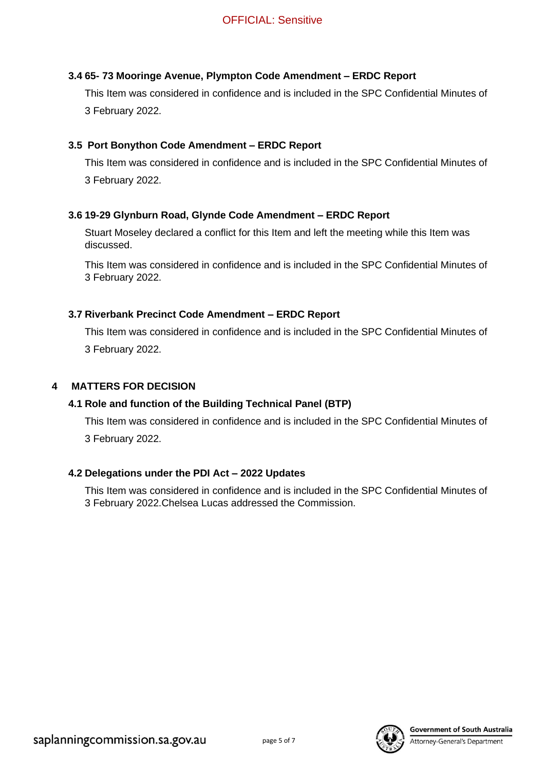### 3.4 65- 73 Mooringe Avenue, Plympton Code Amendment – ERDC Report

This Item was considered in confidence and is included in the SPC Confidential Minutes of 3 February 2022.

### 3.5 Port Bonython Code Amendment – ERDC Report

This Item was considered in confidence and is included in the SPC Confidential Minutes of 3 February 2022.

### 3.6 19-29 Glynburn Road, Glynde Code Amendment – ERDC Report

Stuart Moseley declared a conflict for this Item and left the meeting while this Item was discussed.

This Item was considered in confidence and is included in the SPC Confidential Minutes of 3 February 2022.

### 3.7 Riverbank Precinct Code Amendment – ERDC Report

This Item was considered in confidence and is included in the SPC Confidential Minutes of 3 February 2022.

## 4 MATTERS FOR DECISION

### 4.1 Role and function of the Building Technical Panel (BTP)

This Item was considered in confidence and is included in the SPC Confidential Minutes of 3 February 2022.

### 4.2 Delegations under the PDI Act – 2022 Updates

This Item was considered in confidence and is included in the SPC Confidential Minutes of 3 February 2022.Chelsea Lucas addressed the Commission.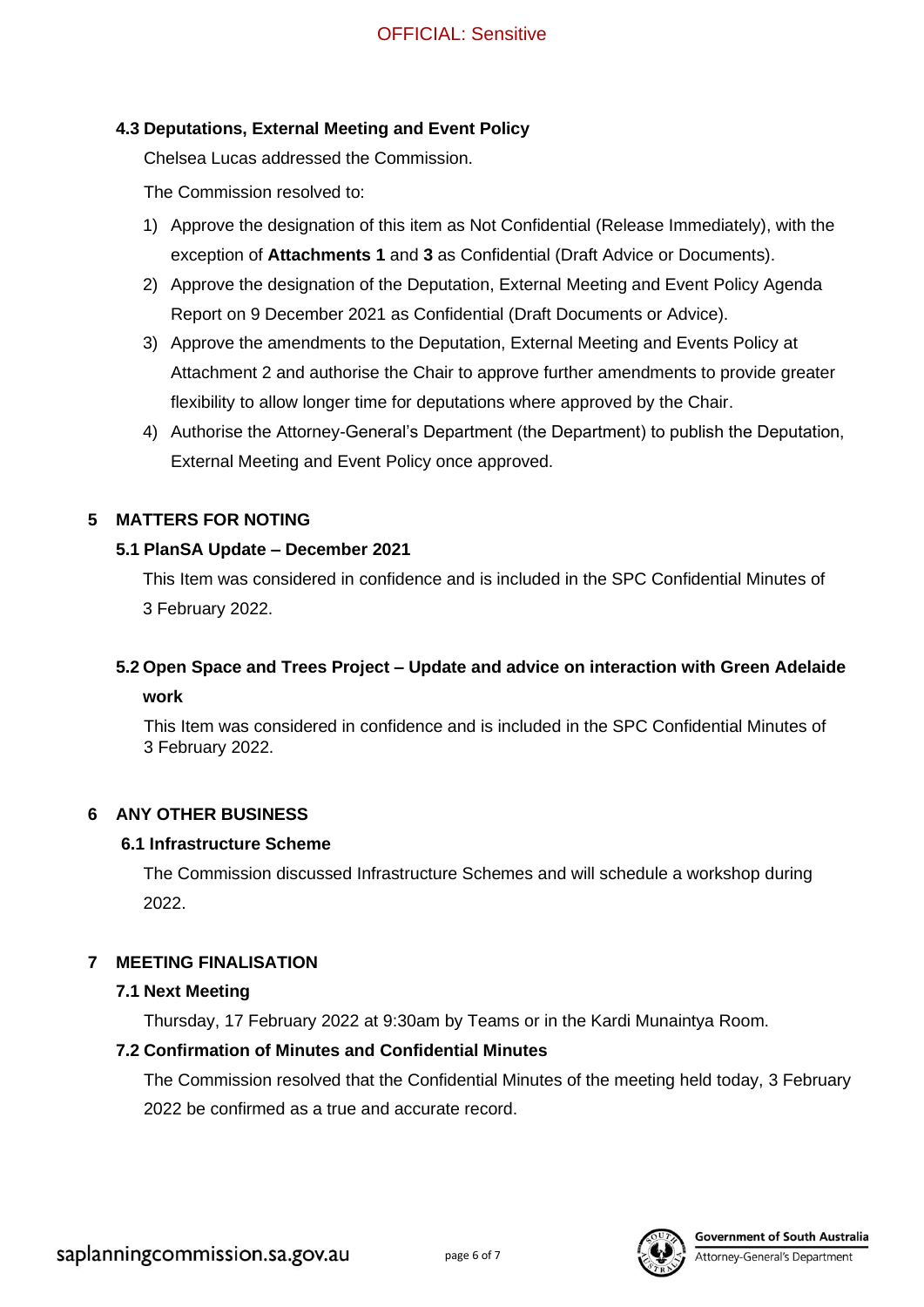### 4.3 Deputations, External Meeting and Event Policy

Chelsea Lucas addressed the Commission.

The Commission resolved to:

1) Approve the designation of this item as Not Confidential (Release Immediately), with the exception of **Attachments 1** and **3** as Confidential (Draft Advice or Documents).
2) Approve the designation of the Deputation, External Meeting and Event Policy Agenda Report on 9 December 2021 as Confidential (Draft Documents or Advice).
3) Approve the amendments to the Deputation, External Meeting and Events Policy at Attachment 2 and authorise the Chair to approve further amendments to provide greater flexibility to allow longer time for deputations where approved by the Chair.
4) Authorise the Attorney-General's Department (the Department) to publish the Deputation, External Meeting and Event Policy once approved.

## 5 MATTERS FOR NOTING

### 5.1 PlanSA Update – December 2021

This Item was considered in confidence and is included in the SPC Confidential Minutes of 3 February 2022.

### 5.2 Open Space and Trees Project – Update and advice on interaction with Green Adelaide work

This Item was considered in confidence and is included in the SPC Confidential Minutes of 3 February 2022.

## 6 ANY OTHER BUSINESS

### 6.1 Infrastructure Scheme

The Commission discussed Infrastructure Schemes and will schedule a workshop during 2022.

## 7 MEETING FINALISATION

### 7.1 Next Meeting

Thursday, 17 February 2022 at 9:30am by Teams or in the Kardi Munaintya Room.

### 7.2 Confirmation of Minutes and Confidential Minutes

The Commission resolved that the Confidential Minutes of the meeting held today, 3 February 2022 be confirmed as a true and accurate record.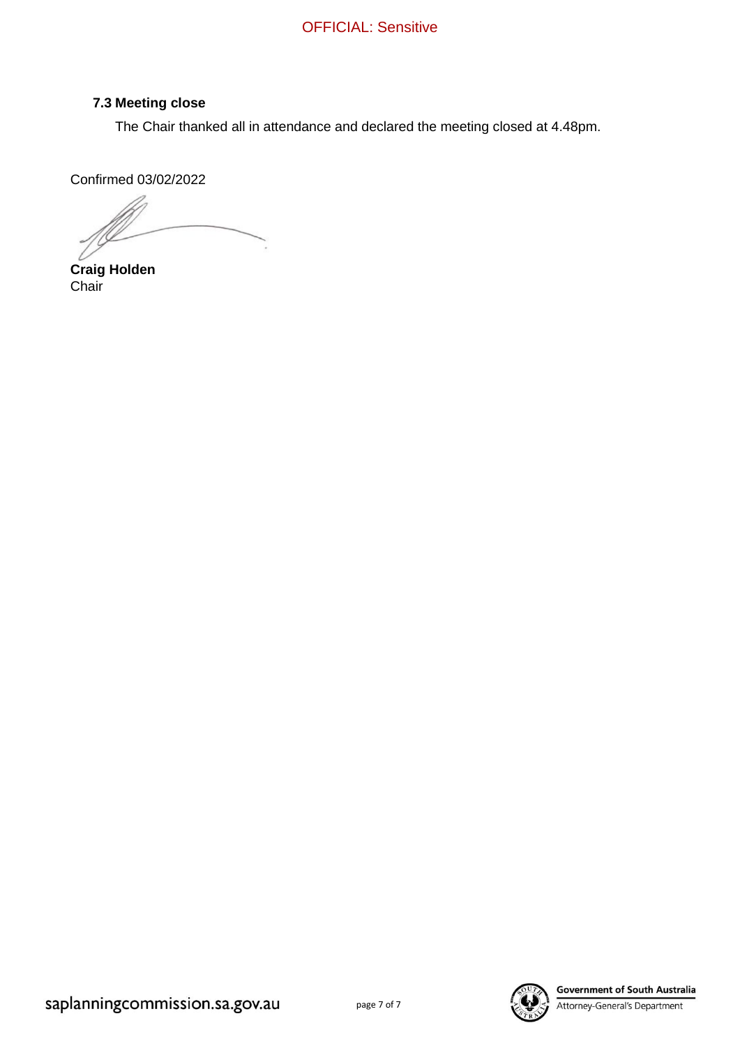OFFICIAL: Sensitive

### 7.3 Meeting close

The Chair thanked all in attendance and declared the meeting closed at 4.48pm.

Confirmed 03/02/2022

**Craig Holden**
Chair